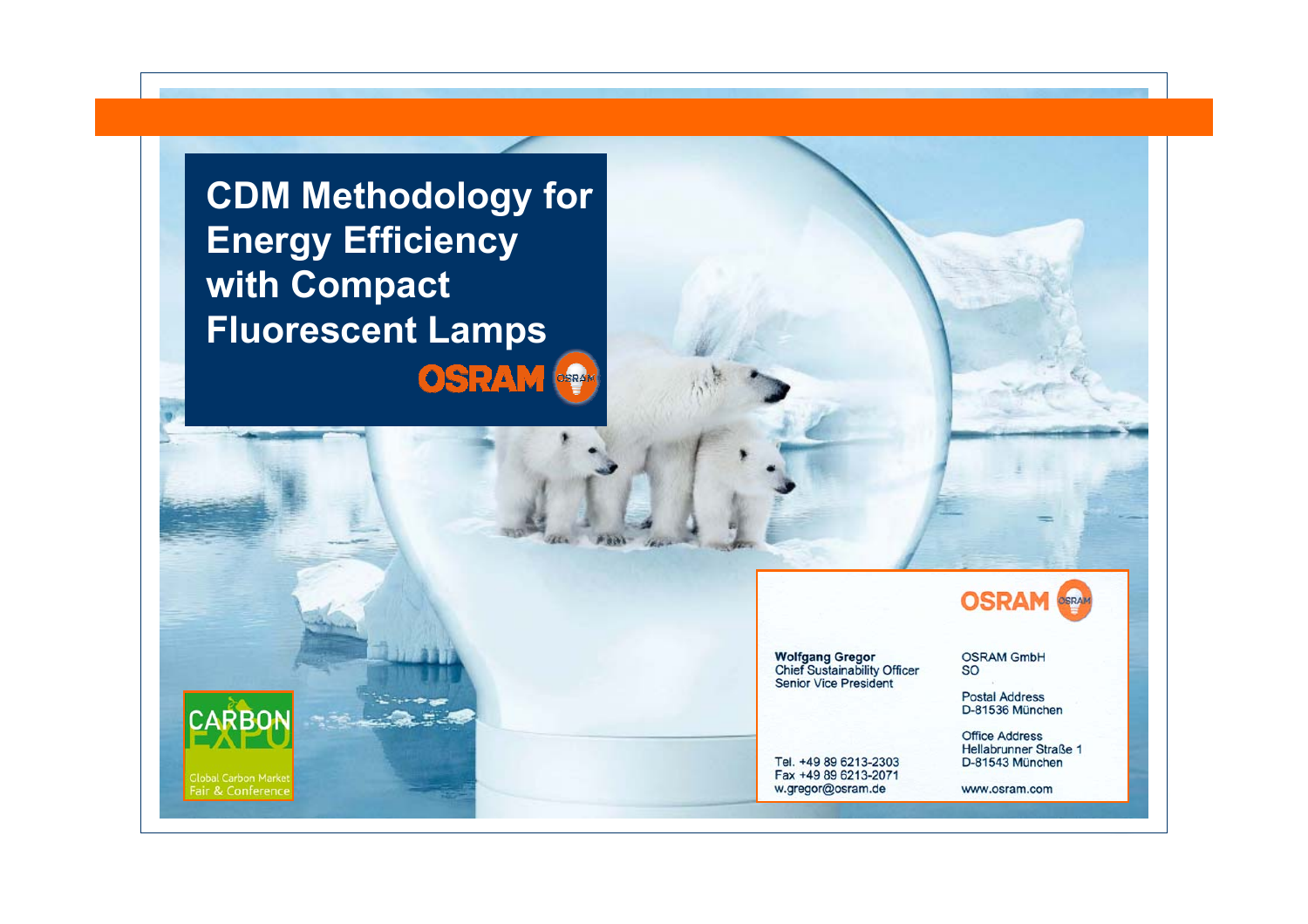# CDM Methodology for Energy Efficiency with Compact Fluorescent Lamps

OSRAM

CARBON EXPO

Global Carbon Market Fair & Conference

OSRAM

**Wolfgang Gregor**
Chief Sustainability Officer
Senior Vice President

Tel. +49 89 6213-2303
Fax +49 89 6213-2071
w.gregor@osram.de

OSRAM GmbH
SO

Postal Address
D-81536 München

Office Address
Hellabrunner Straße 1
D-81543 München

www.osram.com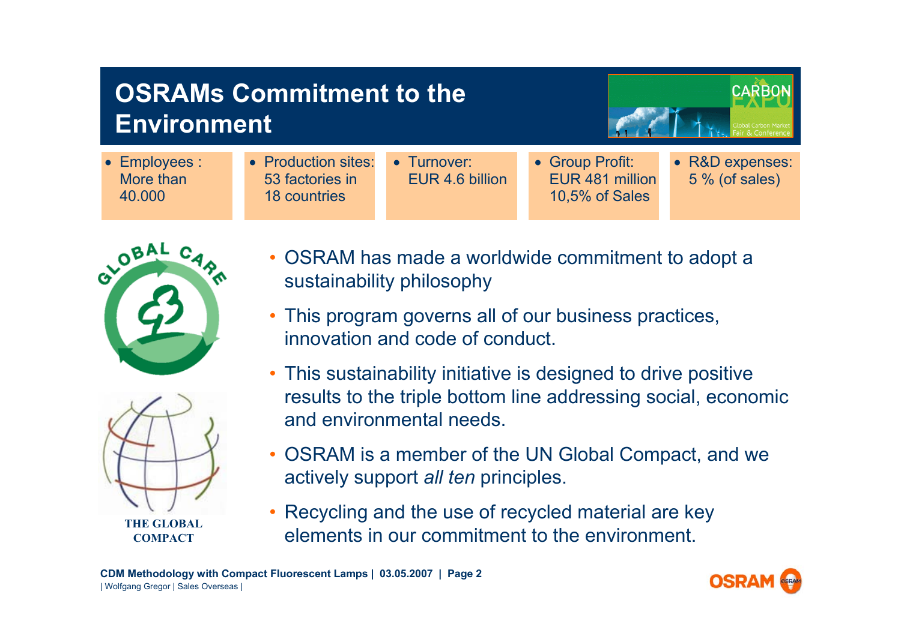# OSRAMs Commitment to the Environment

- Employees : More than 40.000
- Production sites: 53 factories in 18 countries
- Turnover: EUR 4.6 billion
- Group Profit: EUR 481 million 10,5% of Sales
- R&D expenses: 5 % (of sales)

- OSRAM has made a worldwide commitment to adopt a sustainability philosophy
- This program governs all of our business practices, innovation and code of conduct.
- This sustainability initiative is designed to drive positive results to the triple bottom line addressing social, economic and environmental needs.
- OSRAM is a member of the UN Global Compact, and we actively support *all ten* principles.
- Recycling and the use of recycled material are key elements in our commitment to the environment.

THE GLOBAL COMPACT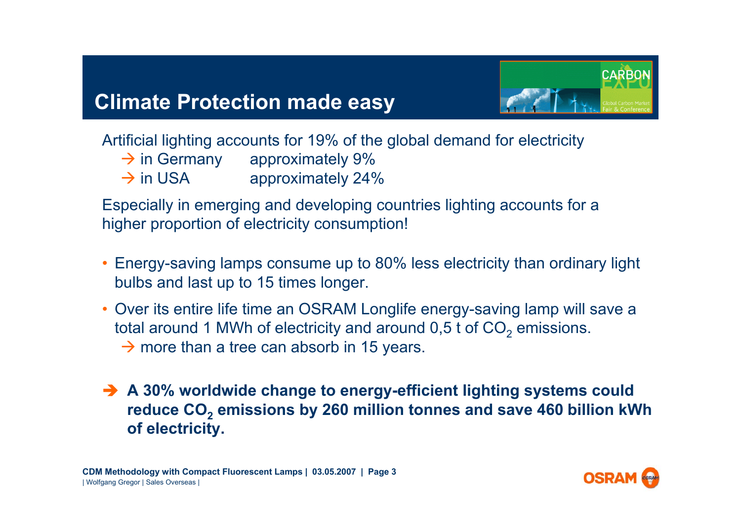# Climate Protection made easy

Artificial lighting accounts for 19% of the global demand for electricity

→ in Germany approximately 9%

→ in USA approximately 24%

Especially in emerging and developing countries lighting accounts for a higher proportion of electricity consumption!

- Energy-saving lamps consume up to 80% less electricity than ordinary light bulbs and last up to 15 times longer.
- Over its entire life time an OSRAM Longlife energy-saving lamp will save a total around 1 MWh of electricity and around 0,5 t of $CO_2$ emissions.
  → more than a tree can absorb in 15 years.

→ **A 30% worldwide change to energy-efficient lighting systems could reduce $CO_2$ emissions by 260 million tonnes and save 460 billion kWh of electricity.**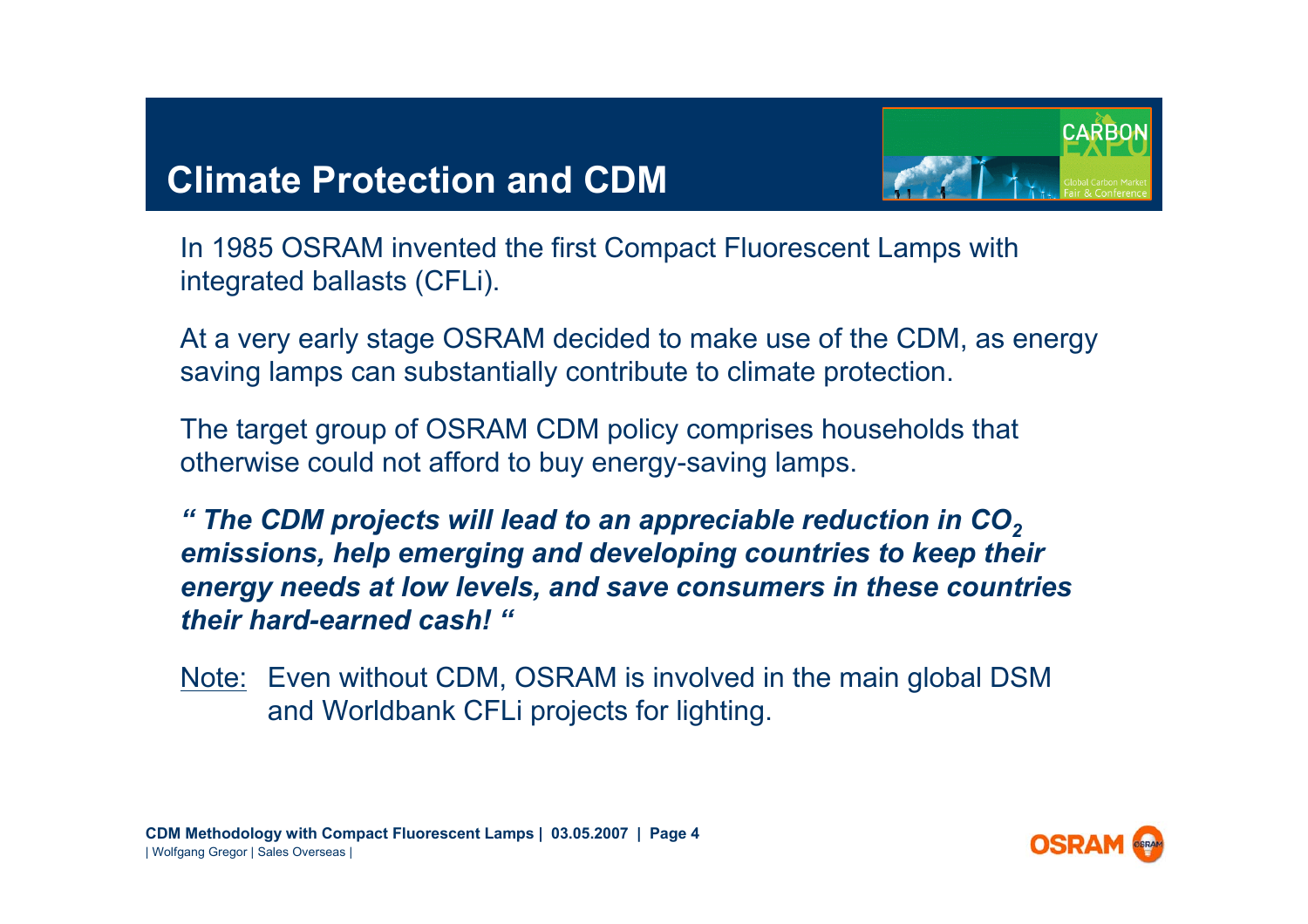# Climate Protection and CDM

In 1985 OSRAM invented the first Compact Fluorescent Lamps with integrated ballasts (CFLi).

At a very early stage OSRAM decided to make use of the CDM, as energy saving lamps can substantially contribute to climate protection.

The target group of OSRAM CDM policy comprises households that otherwise could not afford to buy energy-saving lamps.

***" The CDM projects will lead to an appreciable reduction in $CO_2$ emissions, help emerging and developing countries to keep their energy needs at low levels, and save consumers in these countries their hard-earned cash! "***

Note: Even without CDM, OSRAM is involved in the main global DSM and Worldbank CFLi projects for lighting.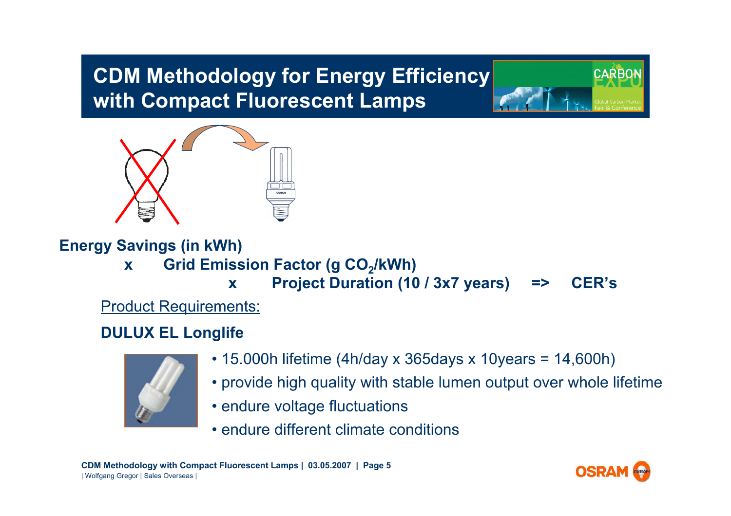# CDM Methodology for Energy Efficiency with Compact Fluorescent Lamps

**Energy Savings (in kWh)**

**x Grid Emission Factor (g $CO_2$/kWh)**

**x Project Duration (10 / 3x7 years) => CER's**

Product Requirements:

**DULUX EL Longlife**

- 15.000h lifetime (4h/day x 365days x 10years = 14,600h)
- provide high quality with stable lumen output over whole lifetime
- endure voltage fluctuations
- endure different climate conditions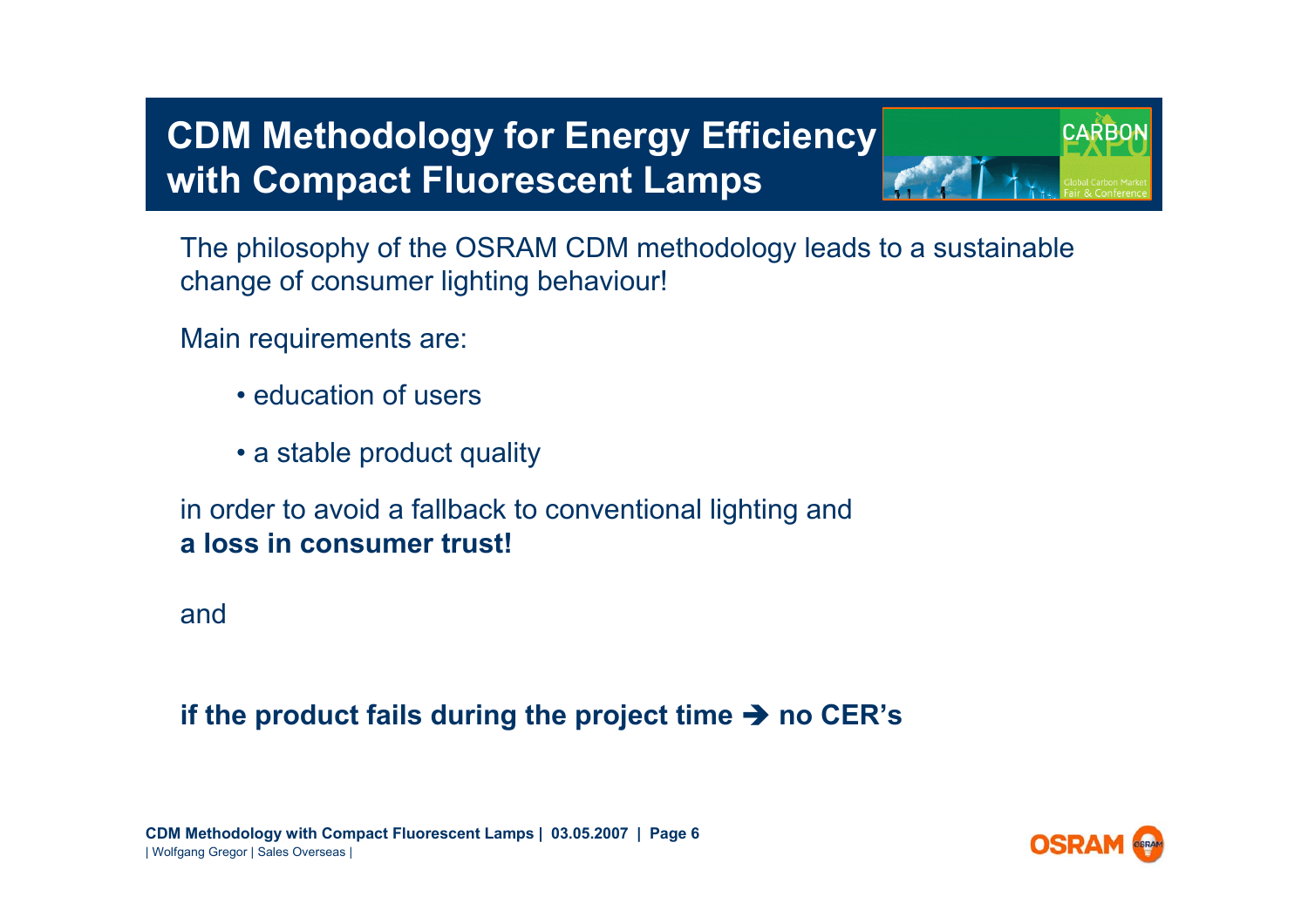# CDM Methodology for Energy Efficiency with Compact Fluorescent Lamps

The philosophy of the OSRAM CDM methodology leads to a sustainable change of consumer lighting behaviour!

Main requirements are:

- education of users
- a stable product quality

in order to avoid a fallback to conventional lighting and
**a loss in consumer trust!**

and

**if the product fails during the project time ➔ no CER's**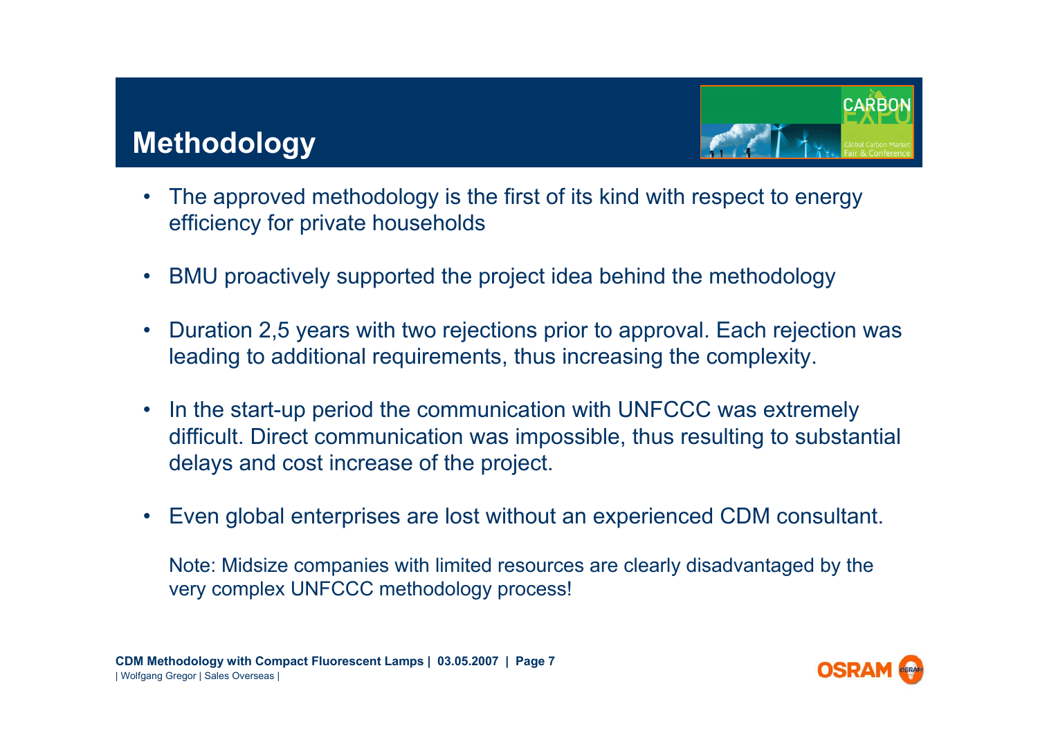# Methodology

- The approved methodology is the first of its kind with respect to energy efficiency for private households
- BMU proactively supported the project idea behind the methodology
- Duration 2,5 years with two rejections prior to approval. Each rejection was leading to additional requirements, thus increasing the complexity.
- In the start-up period the communication with UNFCCC was extremely difficult. Direct communication was impossible, thus resulting to substantial delays and cost increase of the project.
- Even global enterprises are lost without an experienced CDM consultant.

  Note: Midsize companies with limited resources are clearly disadvantaged by the very complex UNFCCC methodology process!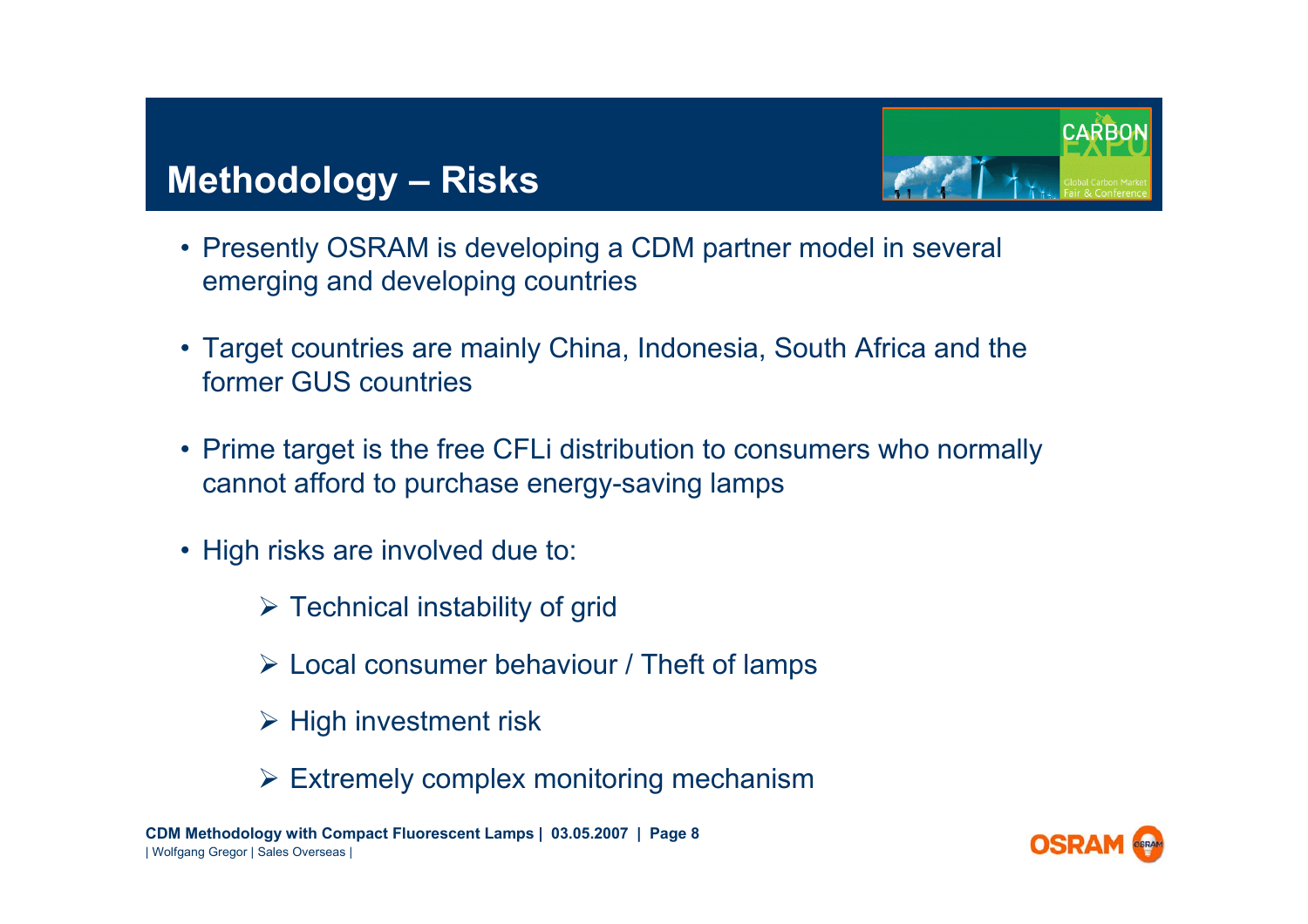# Methodology – Risks

- Presently OSRAM is developing a CDM partner model in several emerging and developing countries
- Target countries are mainly China, Indonesia, South Africa and the former GUS countries
- Prime target is the free CFLi distribution to consumers who normally cannot afford to purchase energy-saving lamps
- High risks are involved due to:
  - Technical instability of grid
  - Local consumer behaviour / Theft of lamps
  - High investment risk
  - Extremely complex monitoring mechanism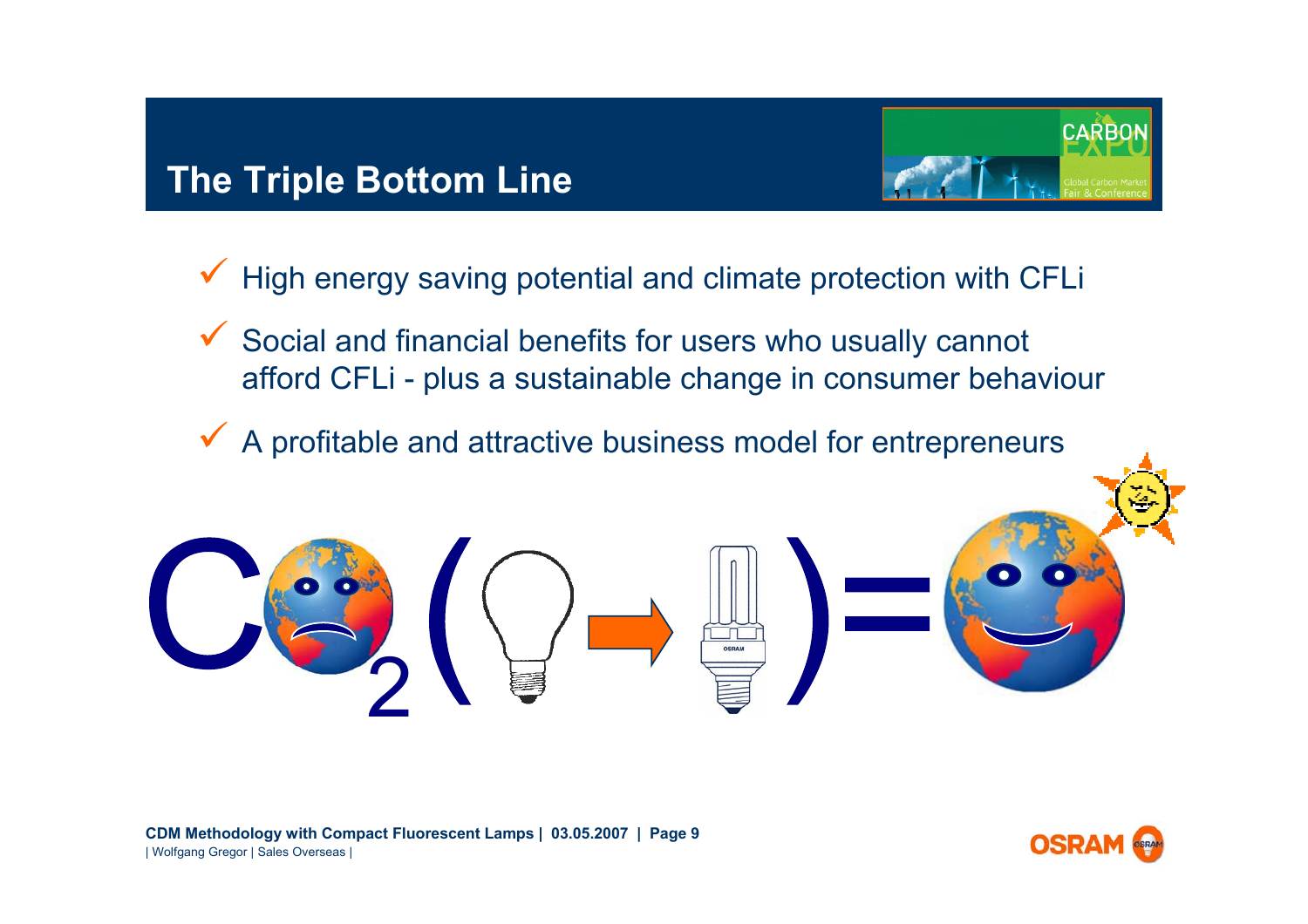# The Triple Bottom Line

- ✓ High energy saving potential and climate protection with CFLi
- ✓ Social and financial benefits for users who usually cannot afford CFLi - plus a sustainable change in consumer behaviour
- ✓ A profitable and attractive business model for entrepreneurs